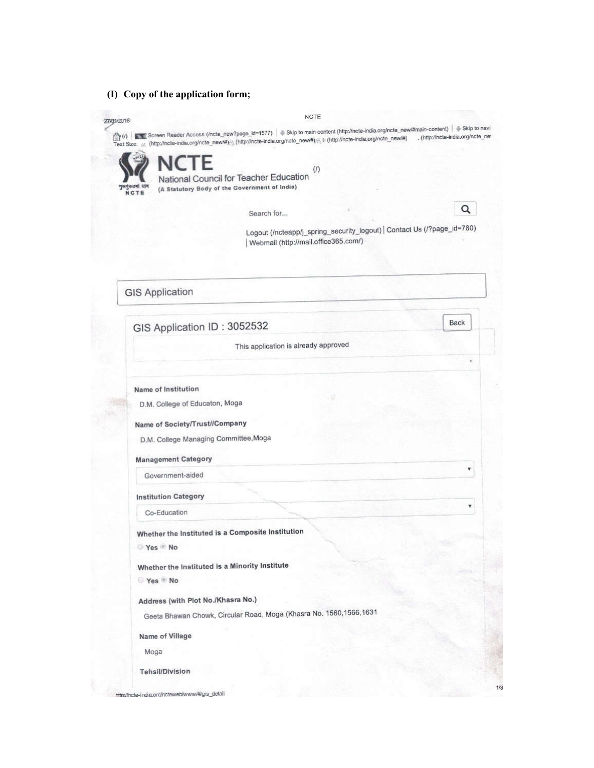**(I) Copy of the application form;**

27/01/2016

NCTE

Screen Reader Access (/ncte_new?page_id=1577) | Skip to main content (http://ncte-india.org/ncte_new/#main-content) | Skip to navi

Text Size: (http://ncte-india.org/ncte_new/#) (http://ncte-india.org/ncte_new/#) (http://ncte-india.org/ncte_new/#) . (http://ncte-india.org/ncte_ne

# NCTE

National Council for Teacher Education (/)

(A Statutory Body of the Government of India)

Search for...

Logout (/ncteapp/j_spring_security_logout) | Contact Us (/?page_id=780) | Webmail (http://mail.office365.com/)

## GIS Application

### GIS Application ID : 3052532

Back

This application is already approved

**Name of Institution**

D.M. College of Educaton, Moga

**Name of Society/Trust//Company**

D.M. College Managing Committee,Moga

**Management Category**

Government-aided

**Institution Category**

Co-Education

**Whether the Instituted is a Composite Institution**

Yes No

**Whether the Instituted is a Minority Institute**

Yes No

**Address (with Plot No./Khasra No.)**

Geeta Bhawan Chowk, Circular Road, Moga (Khasra No. 1560,1566,1631

**Name of Village**

Moga

**Tehsil/Division**

http://ncte-india.org/ncteweb/www/#/gis_detail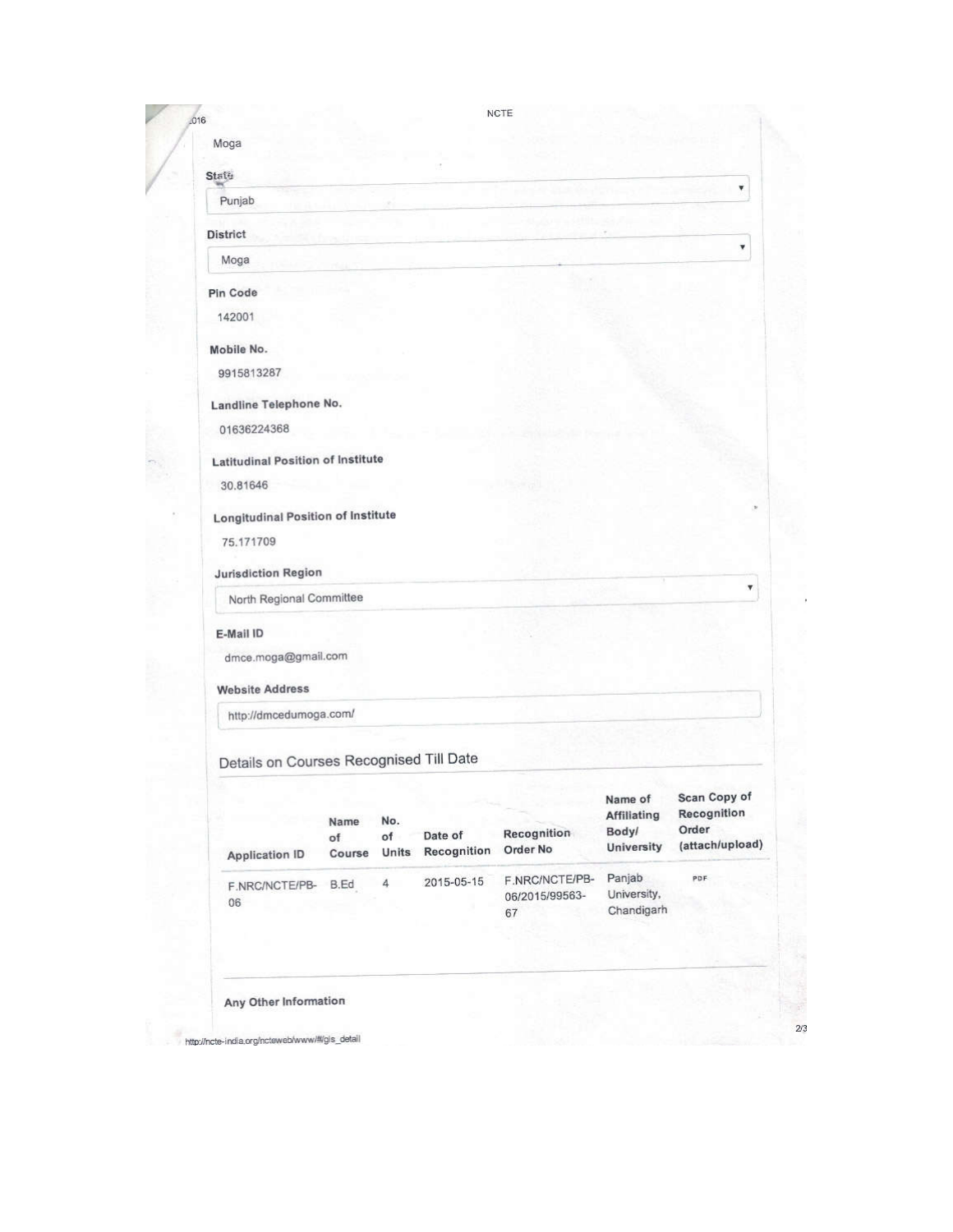Moga

**State**

Punjab

**District**

Moga

**Pin Code**

142001

**Mobile No.**

9915813287

**Landline Telephone No.**

01636224368

**Latitudinal Position of Institute**

30.81646

**Longitudinal Position of Institute**

75.171709

**Jurisdiction Region**

North Regional Committee

**E-Mail ID**

dmce.moga@gmail.com

**Website Address**

http://dmcedumoga.com/

## Details on Courses Recognised Till Date

| Application ID | Name of Course | No. of Units | Date of Recognition | Recognition Order No | Name of Affiliating Body/ University | Scan Copy of Recognition Order (attach/upload) |
|---|---|---|---|---|---|---|
| F.NRC/NCTE/PB-06 | B.Ed | 4 | 2015-05-15 | F.NRC/NCTE/PB-06/2015/99563-67 | Panjab University, Chandigarh | PDF |

**Any Other Information**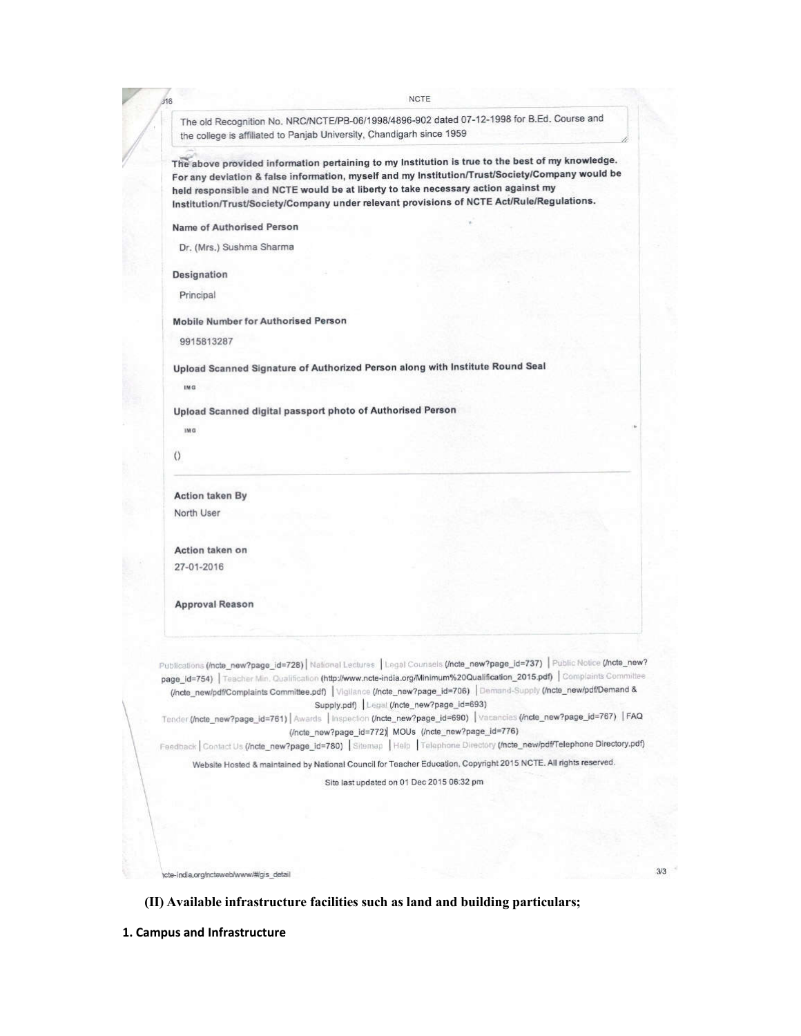The old Recognition No. NRC/NCTE/PB-06/1998/4896-902 dated 07-12-1998 for B.Ed. Course and the college is affiliated to Panjab University, Chandigarh since 1959

**The above provided information pertaining to my Institution is true to the best of my knowledge. For any deviation & false information, myself and my Institution/Trust/Society/Company would be held responsible and NCTE would be at liberty to take necessary action against my Institution/Trust/Society/Company under relevant provisions of NCTE Act/Rule/Regulations.**

**Name of Authorised Person**

Dr. (Mrs.) Sushma Sharma

**Designation**

Principal

**Mobile Number for Authorised Person**

9915813287

**Upload Scanned Signature of Authorized Person along with Institute Round Seal**

IMG

**Upload Scanned digital passport photo of Authorised Person**

IMG

()

**Action taken By**

North User

**Action taken on**

27-01-2016

**Approval Reason**

Publications (/ncte_new?page_id=728) | National Lectures | Legal Counsels (/ncte_new?page_id=737) | Public Notice (/ncte_new?page_id=754) | Teacher Min. Qualification (http://www.ncte-india.org/Minimum%20Qualification_2015.pdf) | Complaints Committee (/ncte_new/pdf/Complaints Committee.pdf) | Vigilance (/ncte_new?page_id=706) | Demand-Supply (/ncte_new/pdf/Demand & Supply.pdf) | Legal (/ncte_new?page_id=693)
Tender (/ncte_new?page_id=761) | Awards | Inspection (/ncte_new?page_id=690) | Vacancies (/ncte_new?page_id=767) | FAQ (/ncte_new?page_id=772) | MOUs (/ncte_new?page_id=776)
Feedback | Contact Us (/ncte_new?page_id=780) | Sitemap | Help | Telephone Directory (/ncte_new/pdf/Telephone Directory.pdf)

Website Hosted & maintained by National Council for Teacher Education, Copyright 2015 NCTE. All rights reserved.

Site last updated on 01 Dec 2015 06:32 pm

ncte-india.org/ncteweb/www/#/gis_detail

**(II) Available infrastructure facilities such as land and building particulars;**

**1. Campus and Infrastructure**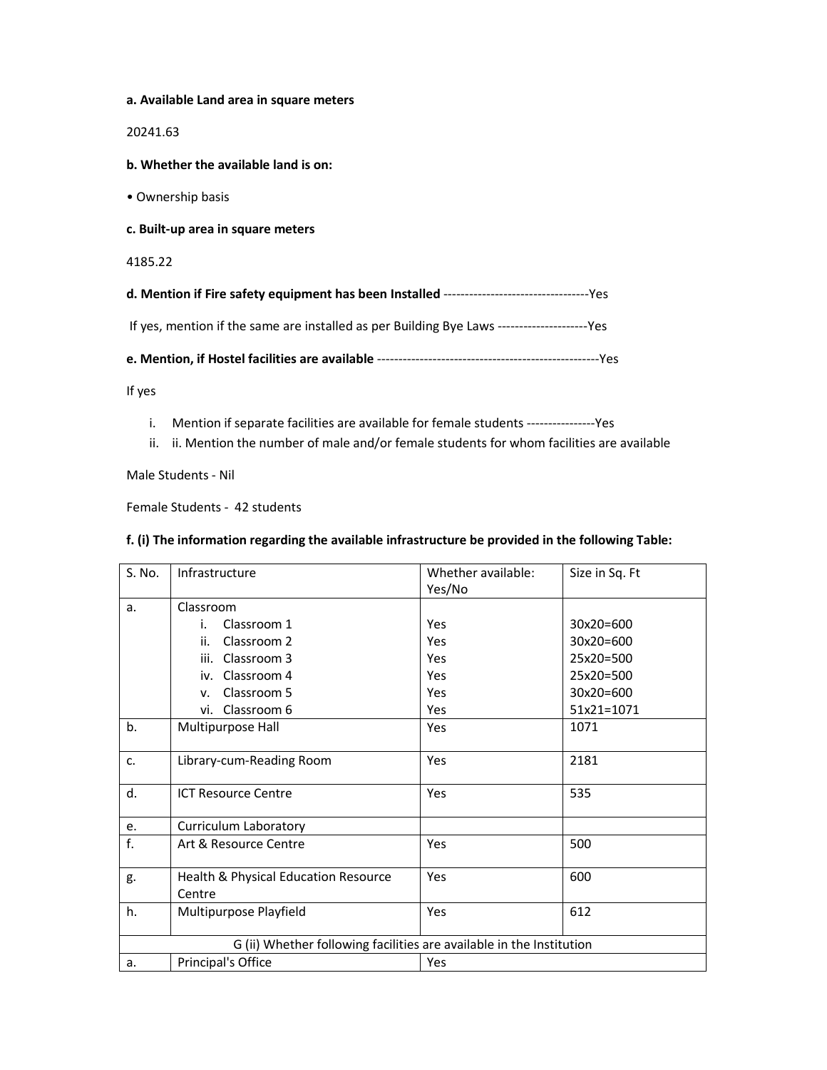**a. Available Land area in square meters**

20241.63

**b. Whether the available land is on:**

• Ownership basis

**c. Built-up area in square meters**

4185.22

**d. Mention if Fire safety equipment has been Installed** ----------------------------------Yes

If yes, mention if the same are installed as per Building Bye Laws ---------------------Yes

**e. Mention, if Hostel facilities are available** ----------------------------------------------------Yes

If yes

i. Mention if separate facilities are available for female students ----------------Yes
ii. ii. Mention the number of male and/or female students for whom facilities are available

Male Students - Nil

Female Students - 42 students

**f. (i) The information regarding the available infrastructure be provided in the following Table:**

| S. No. | Infrastructure | Whether available: Yes/No | Size in Sq. Ft |
|---|---|---|---|
| a. | Classroom | | |
| | i. Classroom 1 | Yes | 30x20=600 |
| | ii. Classroom 2 | Yes | 30x20=600 |
| | iii. Classroom 3 | Yes | 25x20=500 |
| | iv. Classroom 4 | Yes | 25x20=500 |
| | v. Classroom 5 | Yes | 30x20=600 |
| | vi. Classroom 6 | Yes | 51x21=1071 |
| b. | Multipurpose Hall | Yes | 1071 |
| c. | Library-cum-Reading Room | Yes | 2181 |
| d. | ICT Resource Centre | Yes | 535 |
| e. | Curriculum Laboratory | | |
| f. | Art & Resource Centre | Yes | 500 |
| g. | Health & Physical Education Resource Centre | Yes | 600 |
| h. | Multipurpose Playfield | Yes | 612 |
| | G (ii) Whether following facilities are available in the Institution | | |
| a. | Principal's Office | Yes | |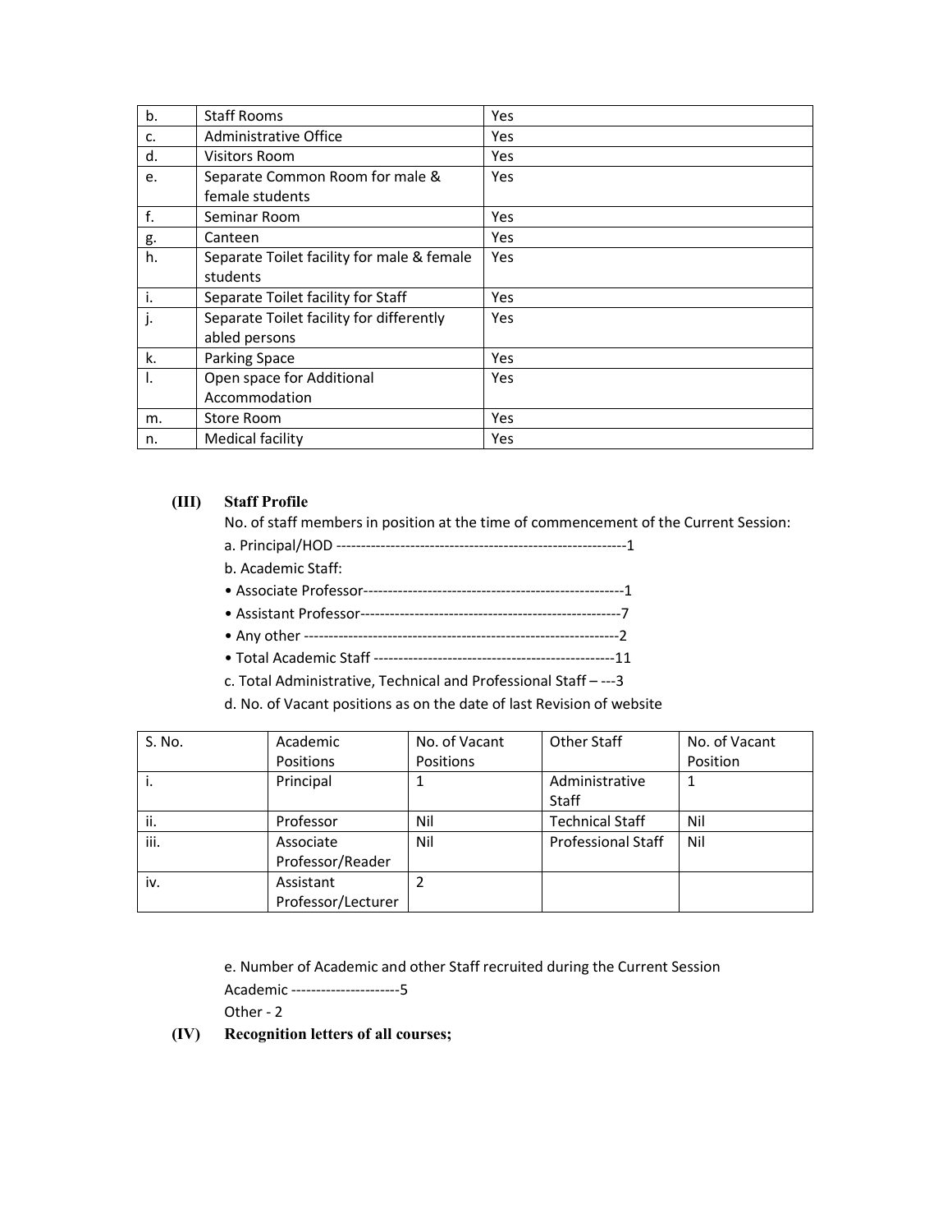| b. | Staff Rooms | Yes |
|---|---|---|
| c. | Administrative Office | Yes |
| d. | Visitors Room | Yes |
| e. | Separate Common Room for male & female students | Yes |
| f. | Seminar Room | Yes |
| g. | Canteen | Yes |
| h. | Separate Toilet facility for male & female students | Yes |
| i. | Separate Toilet facility for Staff | Yes |
| j. | Separate Toilet facility for differently abled persons | Yes |
| k. | Parking Space | Yes |
| l. | Open space for Additional Accommodation | Yes |
| m. | Store Room | Yes |
| n. | Medical facility | Yes |

**(III) Staff Profile**

No. of staff members in position at the time of commencement of the Current Session:

a. Principal/HOD ----------------------------------------------------------1

b. Academic Staff:

- Associate Professor----------------------------------------------------1
- Assistant Professor-----------------------------------------------------7
- Any other ---------------------------------------------------------------2
- Total Academic Staff ------------------------------------------------11

c. Total Administrative, Technical and Professional Staff – ---3

d. No. of Vacant positions as on the date of last Revision of website

| S. No. | Academic Positions | No. of Vacant Positions | Other Staff | No. of Vacant Position |
|---|---|---|---|---|
| i. | Principal | 1 | Administrative Staff | 1 |
| ii. | Professor | Nil | Technical Staff | Nil |
| iii. | Associate Professor/Reader | Nil | Professional Staff | Nil |
| iv. | Assistant Professor/Lecturer | 2 | | |

e. Number of Academic and other Staff recruited during the Current Session

Academic ----------------------5

Other - 2

**(IV) Recognition letters of all courses;**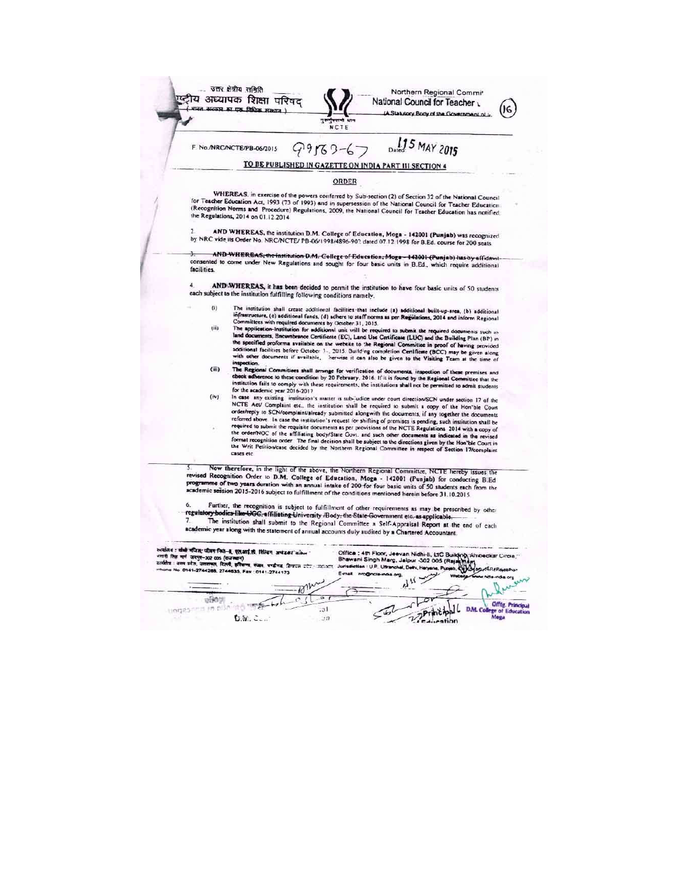उत्तर क्षेत्रीय समिति
राष्ट्रीय अध्यापक शिक्षा परिषद
(भारत सरकार का एक विधिक संस्थान)

Northern Regional Committee
National Council for Teacher Education
(A Statutory Body of the Government of India)

NCTE

(16)

F. No./NRC/NCTE/PB-06/2015 99763-67 Dated: 15 MAY 2015

## TO BE PUBLISHED IN GAZETTE ON INDIA PART III SECTION 4

## ORDER

WHEREAS, in exercise of the powers conferred by Sub-section (2) of Section 32 of the National Council for Teacher Education Act, 1993 (73 of 1993) and in supersession of the National Council for Teacher Education (Recognition Norms and Procedure) Regulations, 2009, the National Council for Teacher Education has notified the Regulations, 2014 on 01.12.2014.

2. AND WHEREAS, the institution D.M. College of Education, Moga - 142001 (Punjab) was recognized by NRC vide its Order No. NRC/NCTE/ PB-06/1998/4896-902 dated 07.12.1998 for B.Ed. course for 200 seats.

3. ~~AND WHEREAS, the institution D.M. College of Education, Moga - 142001 (Punjab) has by affidavit~~ consented to come under New Regulations and sought for four basic units in B.Ed., which require additional facilities.

4. AND WHEREAS, it has been decided to permit the institution to have four basic units of 50 students each subject to the institution fulfilling following conditions namely.

(i) The institution shall create additional facilities that include (a) additional built-up-area, (b) additional infrastructure, (c) additional funds, (d) adhere to staff norms as per Regulations, 2014 and inform Regional Committees with required documents by October 31, 2015.

(ii) The application-Institution for additional unit will be required to submit the required documents such as land documents, Encumbrance Certificate (EC), Land Use Certificate (LUC) and the Building Plan (BP) in the specified proforma available on the website to the Regional Committee in proof of having provided additional facilities before October 31, 2015. Building completion Certificate (BCC) may be given along with other documents if available, otherwise it can also be given to the Visiting Team at the time of inspection.

(iii) The Regional Committees shall arrange for verification of documents, inspection of these premises and check adherence to these condition by 20 February, 2016. If it is found by the Regional Committee that the institution fails to comply with these requirements, the institutions shall not be permitted to admit students for the academic year 2016-2017.

(iv) In case any existing institution's matter is sub-judice under court direction/SCN under section 17 of the NCTE Act/ Complaint etc., the institution shall be required to submit a copy of the Hon'ble Court order/reply to SCN/complaint/already submitted alongwith the documents, if any together the documents referred above. In case the institution's request for shifting of premises is pending, such institution shall be required to submit the requisite documents as per provisions of the NCTE Regulations 2014 with a copy of the order/NOC of the affiliating body/State Govt. and such other documents as indicated in the revised format recognition order. The final decision shall be subject to the directions given by the Hon'ble Court in the Writ Petition/case decided by the Northern Regional Committee in respect of Section 17/complaint cases etc.

5. Now therefore, in the light of the above, the Northern Regional Committee, NCTE hereby issues the revised Recognition Order to D.M. College of Education, Moga - 142001 (Punjab) for conducting B.Ed programme of two years duration with an annual intake of 200 for four basic units of 50 students each from the academic session 2015-2016 subject to fulfillment of the conditions mentioned herein before 31.10.2015.

6. Further, the recognition is subject to fulfillment of other requirements as may be prescribed by other ~~regulatory bodies like UGC, affiliating University /Body, the State Government etc. as applicable.~~

7. The institution shall submit to the Regional Committee a Self-Appraisal Report at the end of each academic year along with the statement of annual accounts duly audited by a Chartered Accountant.

कार्यालय : चौथी मंजिल, जीवन निधि-II, एल.आई.सी. बिल्डिंग अम्बेडकर सर्किल, भवानी सिंह मार्ग, जयपुर-302 005 (राजस्थान)
क्षेत्राधिकार : उत्तर प्रदेश, उत्तराखण्ड, दिल्ली, हरियाणा, पंजाब, चण्डीगढ़, हिमाचल प्रदेश, राजस्थान
Phone No. 0141-2744288, 2744635, Fax : 0141-2744173

Office : 4th Floor, Jeevan Nidhi-II, LIC Building, Ambedkar Circle, Bhawani Singh Marg, Jaipur -302 005 (Rajasthan)
Jurisdiction : U.P., Uttranchal, Delhi, Haryana, Punjab, Chandigarh, H.P., Rajasthan
E-mail: nrc@ncte-india.org, Website: www.ncte-india.org

Principal
D.M. College of Education

Offtg. Principal
D.M. College of Education
Moga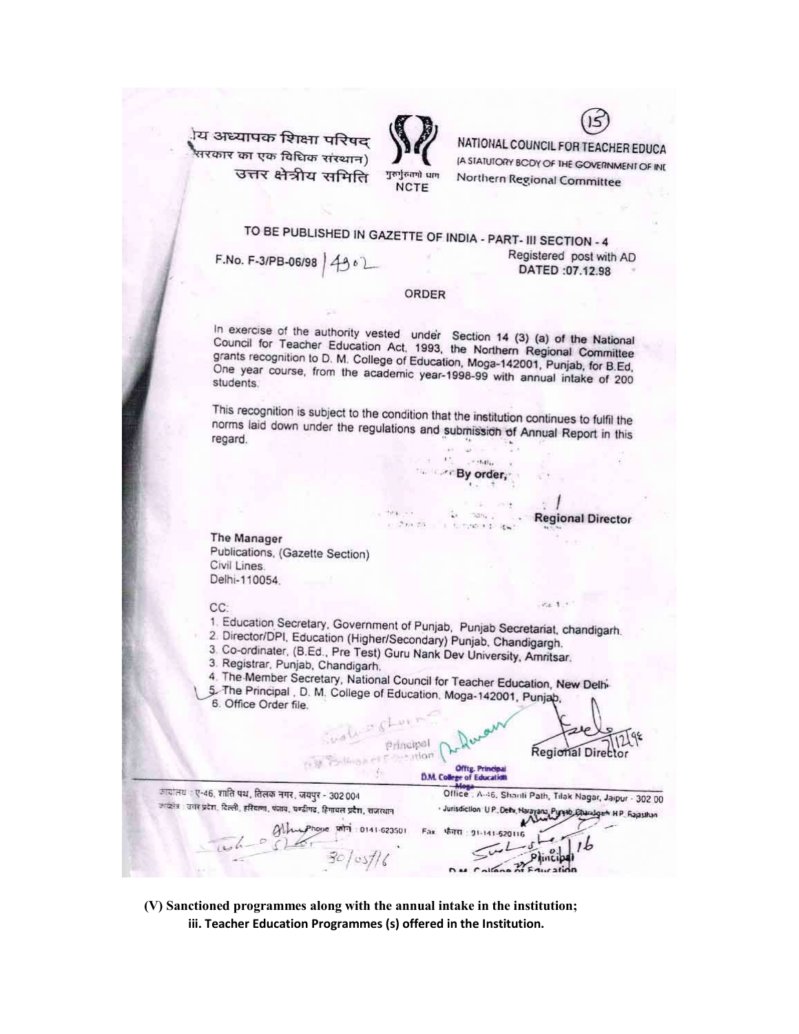(15)

ीय अध्यापक शिक्षा परिषद्
सरकार का एक विधिक संस्थान)
उत्तर क्षेत्रीय समिति

गुरुर्गुरुतमो धाम
NCTE

NATIONAL COUNCIL FOR TEACHER EDUCA
(A STATUTORY BODY OF THE GOVERNMENT OF INI
Northern Regional Committee

TO BE PUBLISHED IN GAZETTE OF INDIA - PART- III SECTION - 4

F.No. F-3/PB-06/98 | 4902

Registered post with AD
DATED :07.12.98

ORDER

In exercise of the authority vested under Section 14 (3) (a) of the National Council for Teacher Education Act, 1993, the Northern Regional Committee grants recognition to D. M. College of Education, Moga-142001, Punjab, for B.Ed, One year course, from the academic year-1998-99 with annual intake of 200 students.

This recognition is subject to the condition that the institution continues to fulfil the norms laid down under the regulations and submission of Annual Report in this regard.

By order,

Regional Director

The Manager
Publications, (Gazette Section)
Civil Lines.
Delhi-110054.

CC:

1. Education Secretary, Government of Punjab, Punjab Secretariat, chandigarh.
2. Director/DPI, Education (Higher/Secondary) Punjab, Chandigargh.
3. Co-ordinater, (B.Ed., Pre Test) Guru Nank Dev University, Amritsar.
3. Registrar, Punjab, Chandigarh.
4. The Member Secretary, National Council for Teacher Education, New Delhi.
5. The Principal, D. M. College of Education, Moga-142001, Punjab.
6. Office Order file.

Principal
Offtg. Principal
D.M. College of Education
Moga

Regional Director 7/12/98

कार्यालय : ए-46, शांति पथ, तिलक नगर, जयपुर - 302 004
कार्यक्षेत्र : उत्तर प्रदेश, दिल्ली, हरियाणा, पंजाब, चण्डीगढ़, हिमाचल प्रदेश, राजस्थान

Office : A-46, Shanti Path, Tilak Nagar, Jaipur - 302 00
Jurisdiction : U.P., Delhi, Harayana, Punjab, Chandigarh, H.P., Rajasthan

Phone फोन : 0141-620501 Fax फैक्स : 91-141-620116

30/05/16

Principal
D.M. College of Education

**(V) Sanctioned programmes along with the annual intake in the institution;**

**iii. Teacher Education Programmes (s) offered in the Institution.**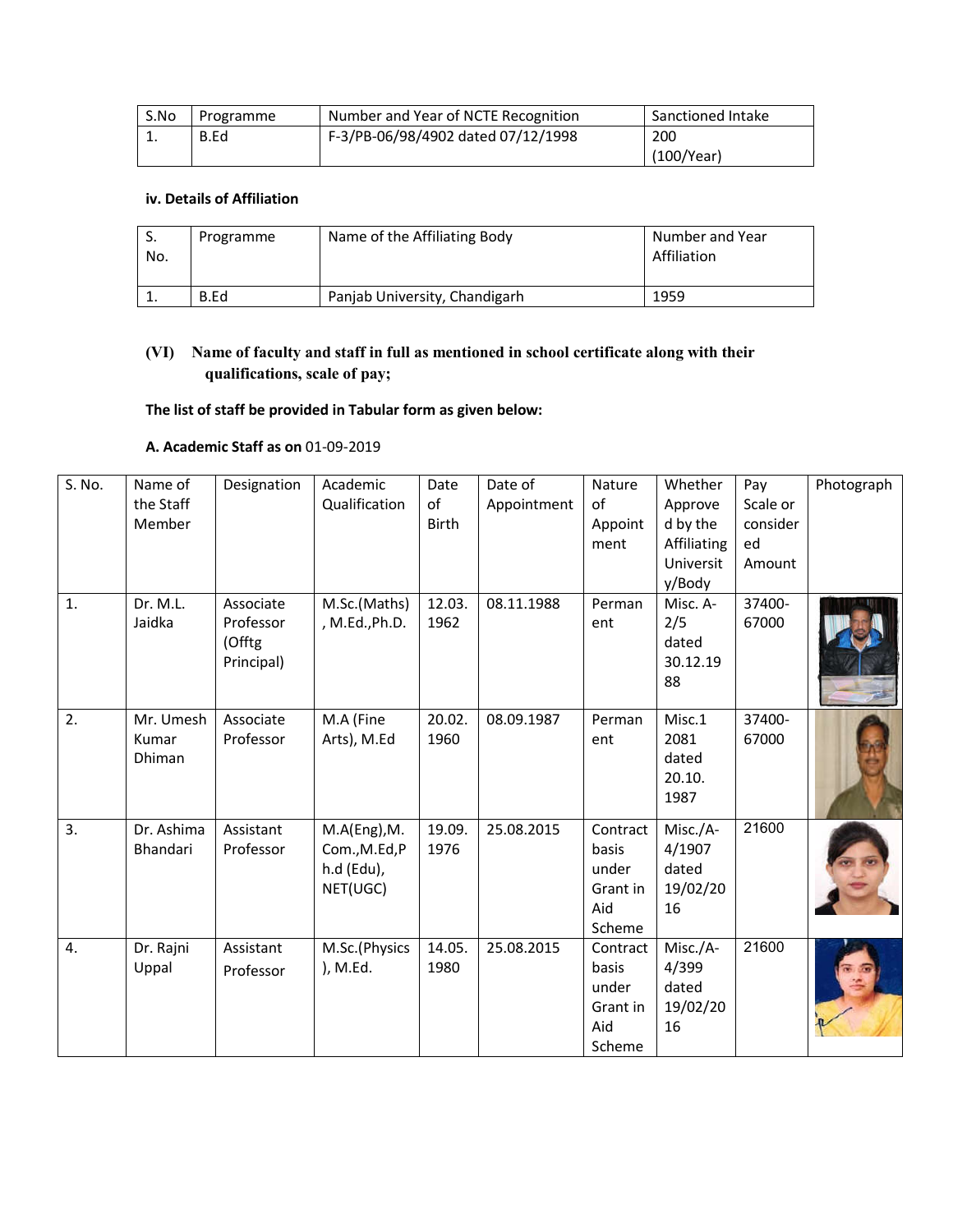| S.No | Programme | Number and Year of NCTE Recognition | Sanctioned Intake |
|---|---|---|---|
| 1. | B.Ed | F-3/PB-06/98/4902 dated 07/12/1998 | 200 (100/Year) |

**iv. Details of Affiliation**

| S. No. | Programme | Name of the Affiliating Body | Number and Year Affiliation |
|---|---|---|---|
| 1. | B.Ed | Panjab University, Chandigarh | 1959 |

**(VI) Name of faculty and staff in full as mentioned in school certificate along with their qualifications, scale of pay;**

**The list of staff be provided in Tabular form as given below:**

**A. Academic Staff as on** 01-09-2019

| S. No. | Name of the Staff Member | Designation | Academic Qualification | Date of Birth | Date of Appointment | Nature of Appointment | Whether Approved by the Affiliating University/Body | Pay Scale or considered Amount | Photograph |
|---|---|---|---|---|---|---|---|---|---|
| 1. | Dr. M.L. Jaidka | Associate Professor (Offtg Principal) | M.Sc.(Maths), M.Ed.,Ph.D. | 12.03.1962 | 08.11.1988 | Permanent | Misc. A-2/5 dated 30.12.1988 | 37400-67000 | |
| 2. | Mr. Umesh Kumar Dhiman | Associate Professor | M.A (Fine Arts), M.Ed | 20.02.1960 | 08.09.1987 | Permanent | Misc.1 2081 dated 20.10.1987 | 37400-67000 | |
| 3. | Dr. Ashima Bhandari | Assistant Professor | M.A(Eng),M.Com.,M.Ed,Ph.d (Edu), NET(UGC) | 19.09.1976 | 25.08.2015 | Contract basis under Grant in Aid Scheme | Misc./A-4/1907 dated 19/02/2016 | 21600 | |
| 4. | Dr. Rajni Uppal | Assistant Professor | M.Sc.(Physics), M.Ed. | 14.05.1980 | 25.08.2015 | Contract basis under Grant in Aid Scheme | Misc./A-4/399 dated 19/02/2016 | 21600 | |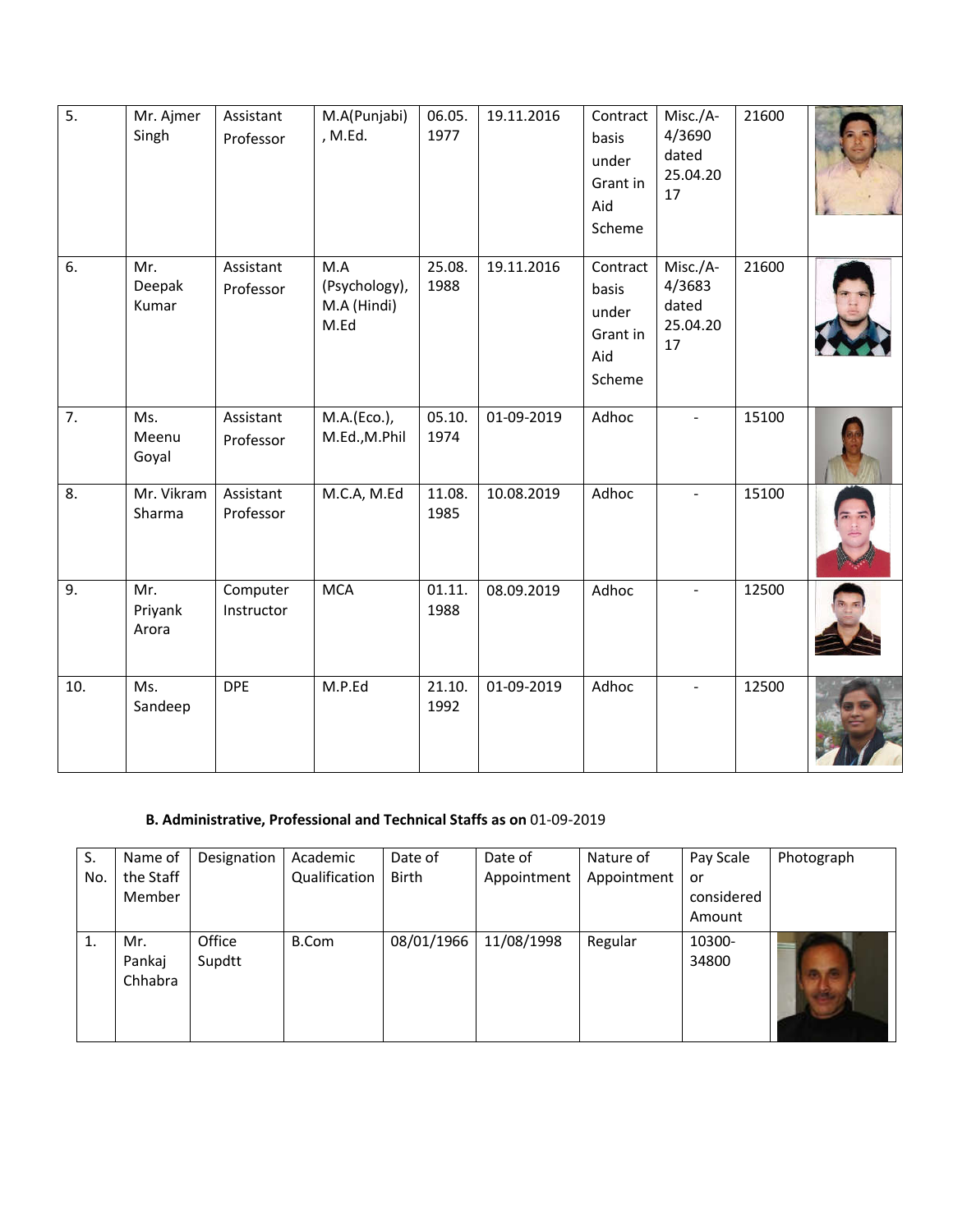| 5. | Mr. Ajmer Singh | Assistant Professor | M.A(Punjabi), M.Ed. | 06.05.1977 | 19.11.2016 | Contract basis under Grant in Aid Scheme | Misc./A-4/3690 dated 25.04.2017 | 21600 | |
|---|---|---|---|---|---|---|---|---|---|
| 6. | Mr. Deepak Kumar | Assistant Professor | M.A (Psychology), M.A (Hindi) M.Ed | 25.08.1988 | 19.11.2016 | Contract basis under Grant in Aid Scheme | Misc./A-4/3683 dated 25.04.2017 | 21600 | |
| 7. | Ms. Meenu Goyal | Assistant Professor | M.A.(Eco.), M.Ed.,M.Phil | 05.10.1974 | 01-09-2019 | Adhoc | - | 15100 | |
| 8. | Mr. Vikram Sharma | Assistant Professor | M.C.A, M.Ed | 11.08.1985 | 10.08.2019 | Adhoc | - | 15100 | |
| 9. | Mr. Priyank Arora | Computer Instructor | MCA | 01.11.1988 | 08.09.2019 | Adhoc | - | 12500 | |
| 10. | Ms. Sandeep | DPE | M.P.Ed | 21.10.1992 | 01-09-2019 | Adhoc | - | 12500 | |

**B. Administrative, Professional and Technical Staffs as on** 01-09-2019

| S. No. | Name of the Staff Member | Designation | Academic Qualification | Date of Birth | Date of Appointment | Nature of Appointment | Pay Scale or considered Amount | Photograph |
|---|---|---|---|---|---|---|---|---|
| 1. | Mr. Pankaj Chhabra | Office Supdtt | B.Com | 08/01/1966 | 11/08/1998 | Regular | 10300-34800 | |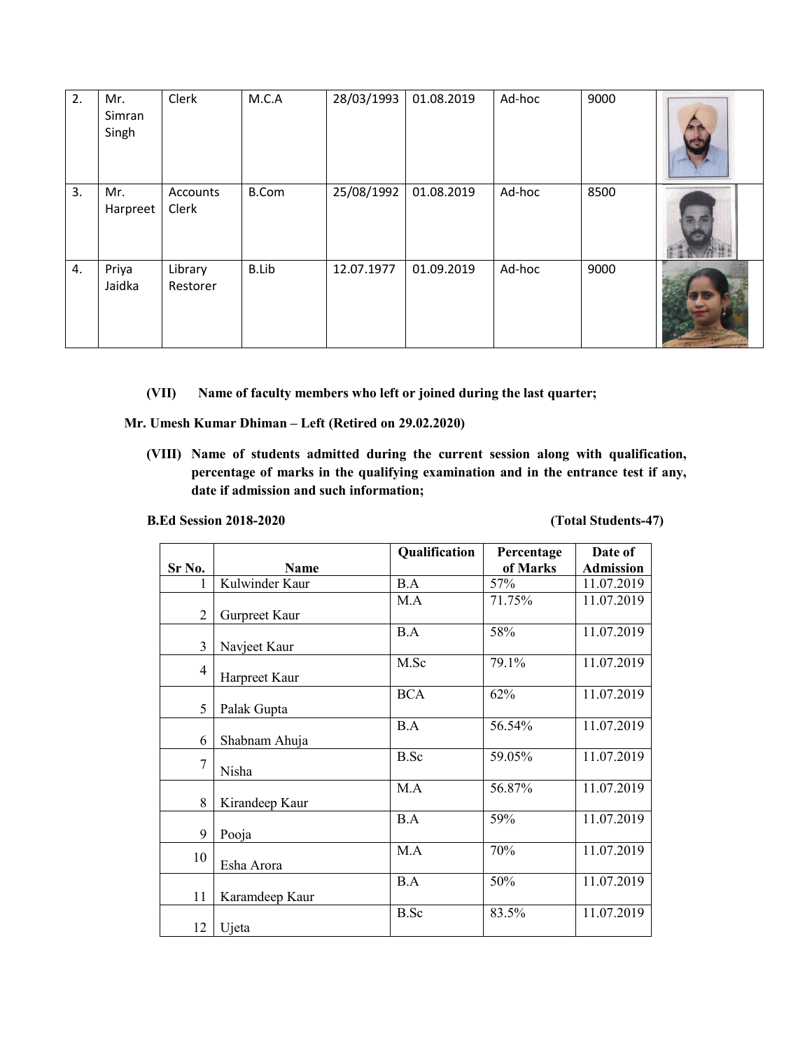| 2. | Mr. Simran Singh | Clerk | M.C.A | 28/03/1993 | 01.08.2019 | Ad-hoc | 9000 | |
|---|---|---|---|---|---|---|---|---|
| 3. | Mr. Harpreet | Accounts Clerk | B.Com | 25/08/1992 | 01.08.2019 | Ad-hoc | 8500 | |
| 4. | Priya Jaidka | Library Restorer | B.Lib | 12.07.1977 | 01.09.2019 | Ad-hoc | 9000 | |

**(VII) Name of faculty members who left or joined during the last quarter;**

**Mr. Umesh Kumar Dhiman – Left (Retired on 29.02.2020)**

**(VIII) Name of students admitted during the current session along with qualification, percentage of marks in the qualifying examination and in the entrance test if any, date if admission and such information;**

**B.Ed Session 2018-2020** **(Total Students-47)**

| Sr No. | Name | Qualification | Percentage of Marks | Date of Admission |
|---|---|---|---|---|
| 1 | Kulwinder Kaur | B.A | 57% | 11.07.2019 |
| 2 | Gurpreet Kaur | M.A | 71.75% | 11.07.2019 |
| 3 | Navjeet Kaur | B.A | 58% | 11.07.2019 |
| 4 | Harpreet Kaur | M.Sc | 79.1% | 11.07.2019 |
| 5 | Palak Gupta | BCA | 62% | 11.07.2019 |
| 6 | Shabnam Ahuja | B.A | 56.54% | 11.07.2019 |
| 7 | Nisha | B.Sc | 59.05% | 11.07.2019 |
| 8 | Kirandeep Kaur | M.A | 56.87% | 11.07.2019 |
| 9 | Pooja | B.A | 59% | 11.07.2019 |
| 10 | Esha Arora | M.A | 70% | 11.07.2019 |
| 11 | Karamdeep Kaur | B.A | 50% | 11.07.2019 |
| 12 | Ujeta | B.Sc | 83.5% | 11.07.2019 |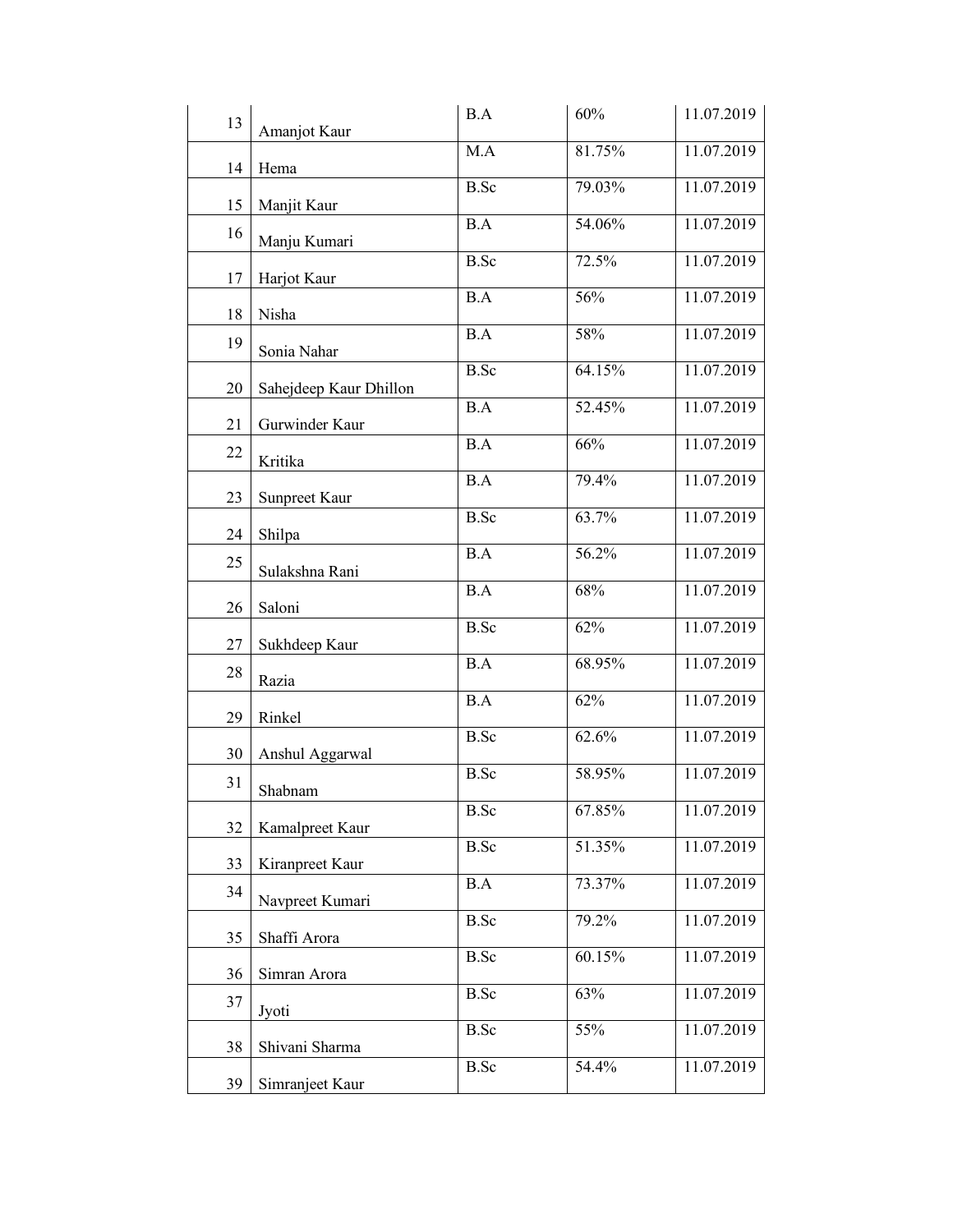| | | | | |
|---|---|---|---|---|
| 13 | Amanjot Kaur | B.A | 60% | 11.07.2019 |
| 14 | Hema | M.A | 81.75% | 11.07.2019 |
| 15 | Manjit Kaur | B.Sc | 79.03% | 11.07.2019 |
| 16 | Manju Kumari | B.A | 54.06% | 11.07.2019 |
| 17 | Harjot Kaur | B.Sc | 72.5% | 11.07.2019 |
| 18 | Nisha | B.A | 56% | 11.07.2019 |
| 19 | Sonia Nahar | B.A | 58% | 11.07.2019 |
| 20 | Sahejdeep Kaur Dhillon | B.Sc | 64.15% | 11.07.2019 |
| 21 | Gurwinder Kaur | B.A | 52.45% | 11.07.2019 |
| 22 | Kritika | B.A | 66% | 11.07.2019 |
| 23 | Sunpreet Kaur | B.A | 79.4% | 11.07.2019 |
| 24 | Shilpa | B.Sc | 63.7% | 11.07.2019 |
| 25 | Sulakshna Rani | B.A | 56.2% | 11.07.2019 |
| 26 | Saloni | B.A | 68% | 11.07.2019 |
| 27 | Sukhdeep Kaur | B.Sc | 62% | 11.07.2019 |
| 28 | Razia | B.A | 68.95% | 11.07.2019 |
| 29 | Rinkel | B.A | 62% | 11.07.2019 |
| 30 | Anshul Aggarwal | B.Sc | 62.6% | 11.07.2019 |
| 31 | Shabnam | B.Sc | 58.95% | 11.07.2019 |
| 32 | Kamalpreet Kaur | B.Sc | 67.85% | 11.07.2019 |
| 33 | Kiranpreet Kaur | B.Sc | 51.35% | 11.07.2019 |
| 34 | Navpreet Kumari | B.A | 73.37% | 11.07.2019 |
| 35 | Shaffi Arora | B.Sc | 79.2% | 11.07.2019 |
| 36 | Simran Arora | B.Sc | 60.15% | 11.07.2019 |
| 37 | Jyoti | B.Sc | 63% | 11.07.2019 |
| 38 | Shivani Sharma | B.Sc | 55% | 11.07.2019 |
| 39 | Simranjeet Kaur | B.Sc | 54.4% | 11.07.2019 |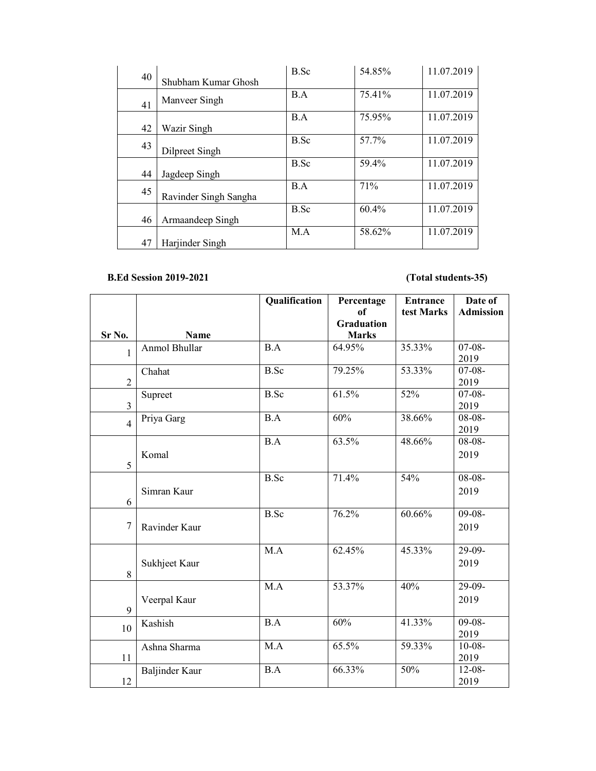| | | | | |
|---|---|---|---|---|
| 40 | Shubham Kumar Ghosh | B.Sc | 54.85% | 11.07.2019 |
| 41 | Manveer Singh | B.A | 75.41% | 11.07.2019 |
| 42 | Wazir Singh | B.A | 75.95% | 11.07.2019 |
| 43 | Dilpreet Singh | B.Sc | 57.7% | 11.07.2019 |
| 44 | Jagdeep Singh | B.Sc | 59.4% | 11.07.2019 |
| 45 | Ravinder Singh Sangha | B.A | 71% | 11.07.2019 |
| 46 | Armaandeep Singh | B.Sc | 60.4% | 11.07.2019 |
| 47 | Harjinder Singh | M.A | 58.62% | 11.07.2019 |

**B.Ed Session 2019-2021** **(Total students-35)**

| Sr No. | Name | Qualification | Percentage of Graduation Marks | Entrance test Marks | Date of Admission |
|---|---|---|---|---|---|
| 1 | Anmol Bhullar | B.A | 64.95% | 35.33% | 07-08-2019 |
| 2 | Chahat | B.Sc | 79.25% | 53.33% | 07-08-2019 |
| 3 | Supreet | B.Sc | 61.5% | 52% | 07-08-2019 |
| 4 | Priya Garg | B.A | 60% | 38.66% | 08-08-2019 |
| 5 | Komal | B.A | 63.5% | 48.66% | 08-08-2019 |
| 6 | Simran Kaur | B.Sc | 71.4% | 54% | 08-08-2019 |
| 7 | Ravinder Kaur | B.Sc | 76.2% | 60.66% | 09-08-2019 |
| 8 | Sukhjeet Kaur | M.A | 62.45% | 45.33% | 29-09-2019 |
| 9 | Veerpal Kaur | M.A | 53.37% | 40% | 29-09-2019 |
| 10 | Kashish | B.A | 60% | 41.33% | 09-08-2019 |
| 11 | Ashna Sharma | M.A | 65.5% | 59.33% | 10-08-2019 |
| 12 | Baljinder Kaur | B.A | 66.33% | 50% | 12-08-2019 |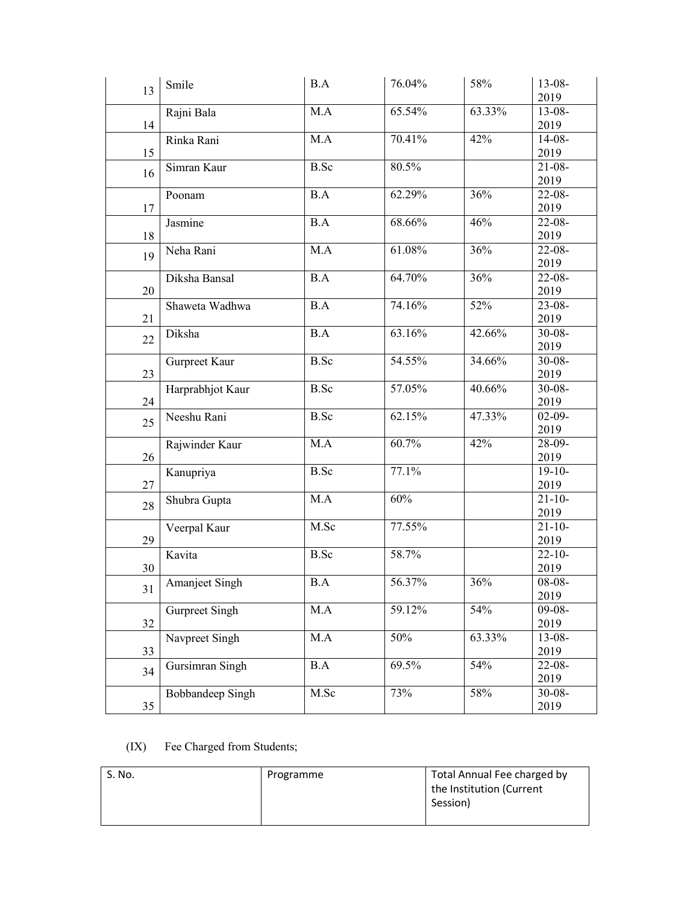| 13 | Smile | B.A | 76.04% | 58% | 13-08-2019 |
|---|---|---|---|---|---|
| 14 | Rajni Bala | M.A | 65.54% | 63.33% | 13-08-2019 |
| 15 | Rinka Rani | M.A | 70.41% | 42% | 14-08-2019 |
| 16 | Simran Kaur | B.Sc | 80.5% | | 21-08-2019 |
| 17 | Poonam | B.A | 62.29% | 36% | 22-08-2019 |
| 18 | Jasmine | B.A | 68.66% | 46% | 22-08-2019 |
| 19 | Neha Rani | M.A | 61.08% | 36% | 22-08-2019 |
| 20 | Diksha Bansal | B.A | 64.70% | 36% | 22-08-2019 |
| 21 | Shaweta Wadhwa | B.A | 74.16% | 52% | 23-08-2019 |
| 22 | Diksha | B.A | 63.16% | 42.66% | 30-08-2019 |
| 23 | Gurpreet Kaur | B.Sc | 54.55% | 34.66% | 30-08-2019 |
| 24 | Harprabhjot Kaur | B.Sc | 57.05% | 40.66% | 30-08-2019 |
| 25 | Neeshu Rani | B.Sc | 62.15% | 47.33% | 02-09-2019 |
| 26 | Rajwinder Kaur | M.A | 60.7% | 42% | 28-09-2019 |
| 27 | Kanupriya | B.Sc | 77.1% | | 19-10-2019 |
| 28 | Shubra Gupta | M.A | 60% | | 21-10-2019 |
| 29 | Veerpal Kaur | M.Sc | 77.55% | | 21-10-2019 |
| 30 | Kavita | B.Sc | 58.7% | | 22-10-2019 |
| 31 | Amanjeet Singh | B.A | 56.37% | 36% | 08-08-2019 |
| 32 | Gurpreet Singh | M.A | 59.12% | 54% | 09-08-2019 |
| 33 | Navpreet Singh | M.A | 50% | 63.33% | 13-08-2019 |
| 34 | Gursimran Singh | B.A | 69.5% | 54% | 22-08-2019 |
| 35 | Bobbandeep Singh | M.Sc | 73% | 58% | 30-08-2019 |

(IX) Fee Charged from Students;

| S. No. | Programme | Total Annual Fee charged by the Institution (Current Session) |
|---|---|---|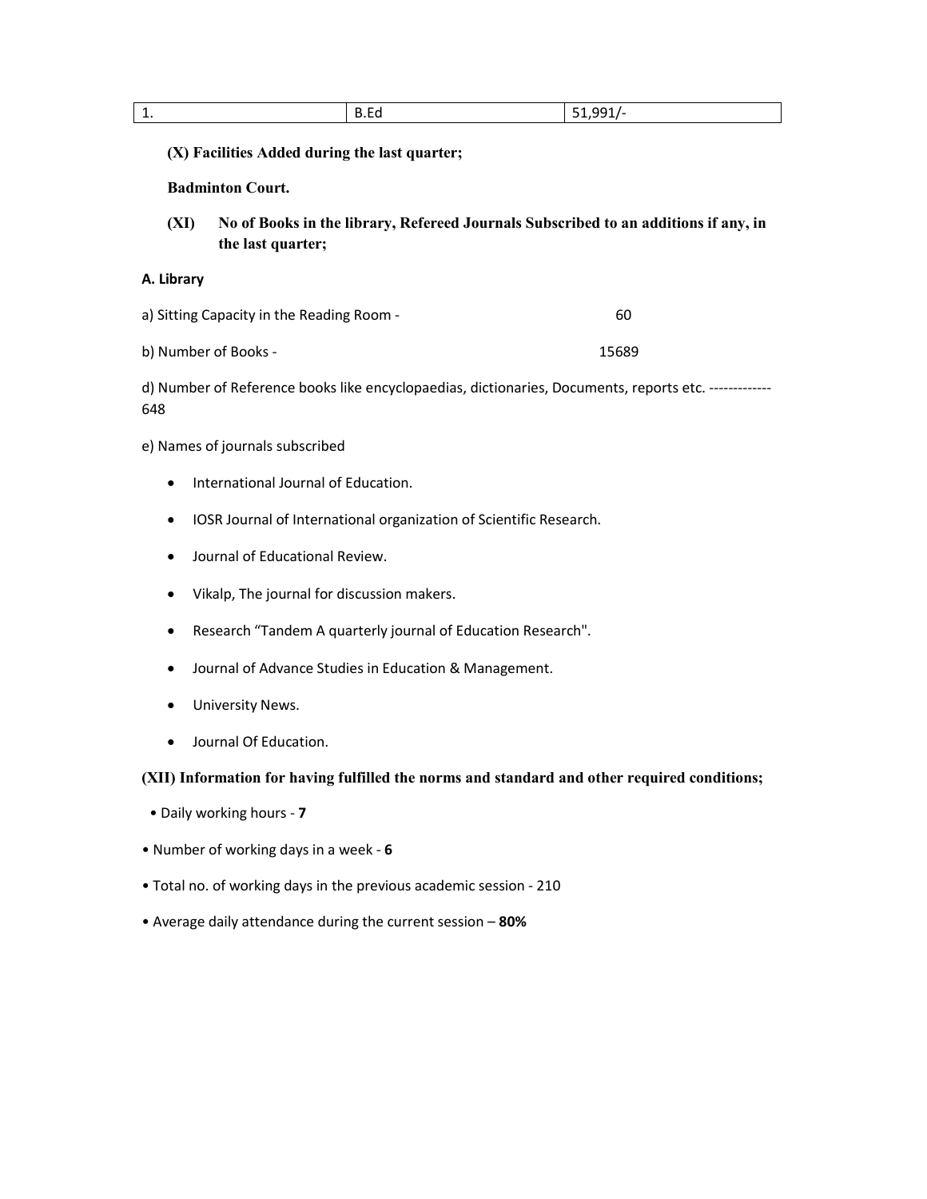| | | |
|---|---|---|
| 1. | B.Ed | 51,991/- |

**(X) Facilities Added during the last quarter;**

**Badminton Court.**

**(XI) No of Books in the library, Refereed Journals Subscribed to an additions if any, in the last quarter;**

**A. Library**

a) Sitting Capacity in the Reading Room - 60

b) Number of Books - 15689

d) Number of Reference books like encyclopaedias, dictionaries, Documents, reports etc. ------------- 648

e) Names of journals subscribed

- International Journal of Education.
- IOSR Journal of International organization of Scientific Research.
- Journal of Educational Review.
- Vikalp, The journal for discussion makers.
- Research "Tandem A quarterly journal of Education Research".
- Journal of Advance Studies in Education & Management.
- University News.
- Journal Of Education.

**(XII) Information for having fulfilled the norms and standard and other required conditions;**

- Daily working hours - **7**
- Number of working days in a week - **6**
- Total no. of working days in the previous academic session - 210
- Average daily attendance during the current session – **80%**